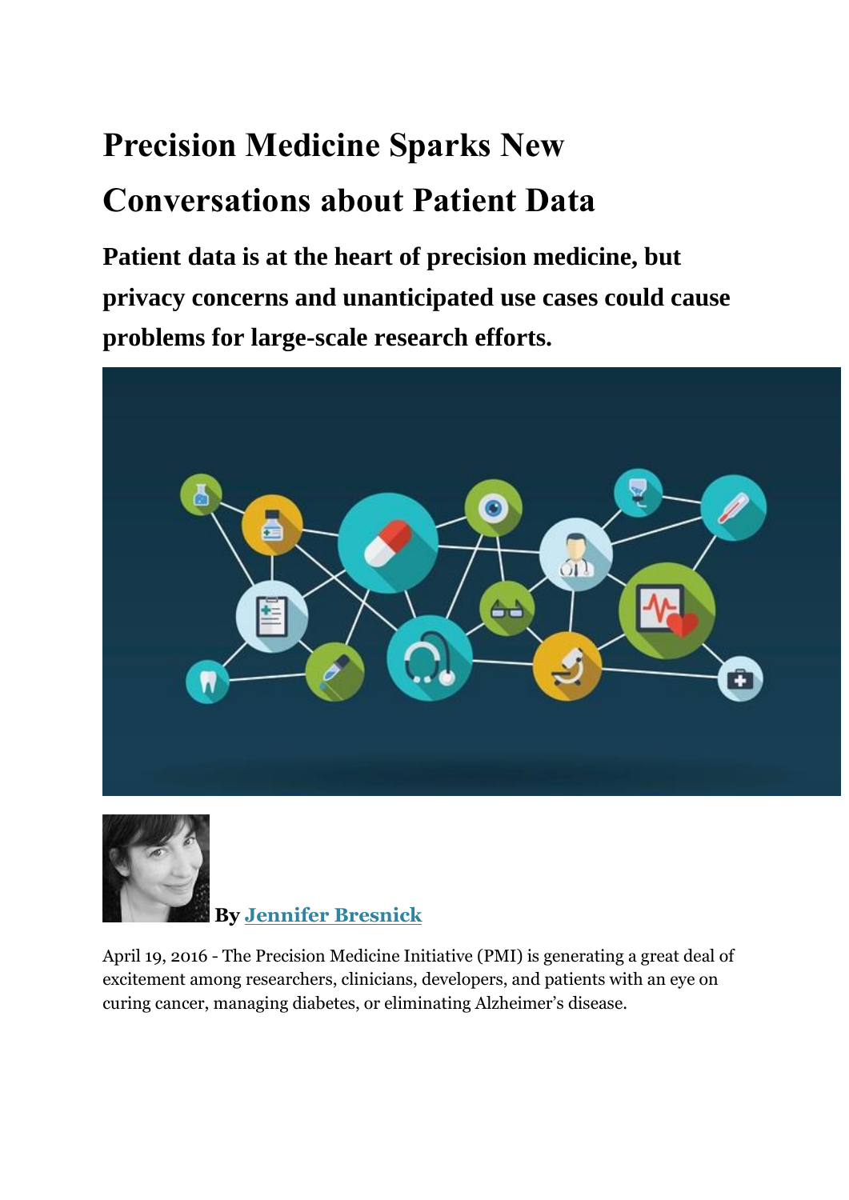# Precision Medicine Sparks New Conversations about Patient Data

## Patient data is at the heart of precision medicine, but privacy concerns and unanticipated use cases could cause problems for large-scale research efforts.

**By Jennifer Bresnick**

April 19, 2016 - The Precision Medicine Initiative (PMI) is generating a great deal of excitement among researchers, clinicians, developers, and patients with an eye on curing cancer, managing diabetes, or eliminating Alzheimer's disease.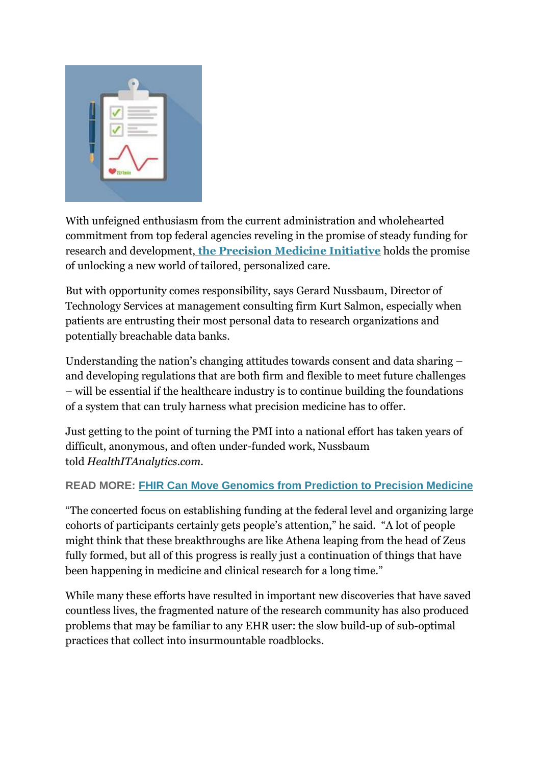With unfeigned enthusiasm from the current administration and wholehearted commitment from top federal agencies reveling in the promise of steady funding for research and development, **the Precision Medicine Initiative** holds the promise of unlocking a new world of tailored, personalized care.

But with opportunity comes responsibility, says Gerard Nussbaum, Director of Technology Services at management consulting firm Kurt Salmon, especially when patients are entrusting their most personal data to research organizations and potentially breachable data banks.

Understanding the nation's changing attitudes towards consent and data sharing – and developing regulations that are both firm and flexible to meet future challenges – will be essential if the healthcare industry is to continue building the foundations of a system that can truly harness what precision medicine has to offer.

Just getting to the point of turning the PMI into a national effort has taken years of difficult, anonymous, and often under-funded work, Nussbaum told *HealthITAnalytics.com*.

**READ MORE: FHIR Can Move Genomics from Prediction to Precision Medicine**

"The concerted focus on establishing funding at the federal level and organizing large cohorts of participants certainly gets people's attention," he said. "A lot of people might think that these breakthroughs are like Athena leaping from the head of Zeus fully formed, but all of this progress is really just a continuation of things that have been happening in medicine and clinical research for a long time."

While many these efforts have resulted in important new discoveries that have saved countless lives, the fragmented nature of the research community has also produced problems that may be familiar to any EHR user: the slow build-up of sub-optimal practices that collect into insurmountable roadblocks.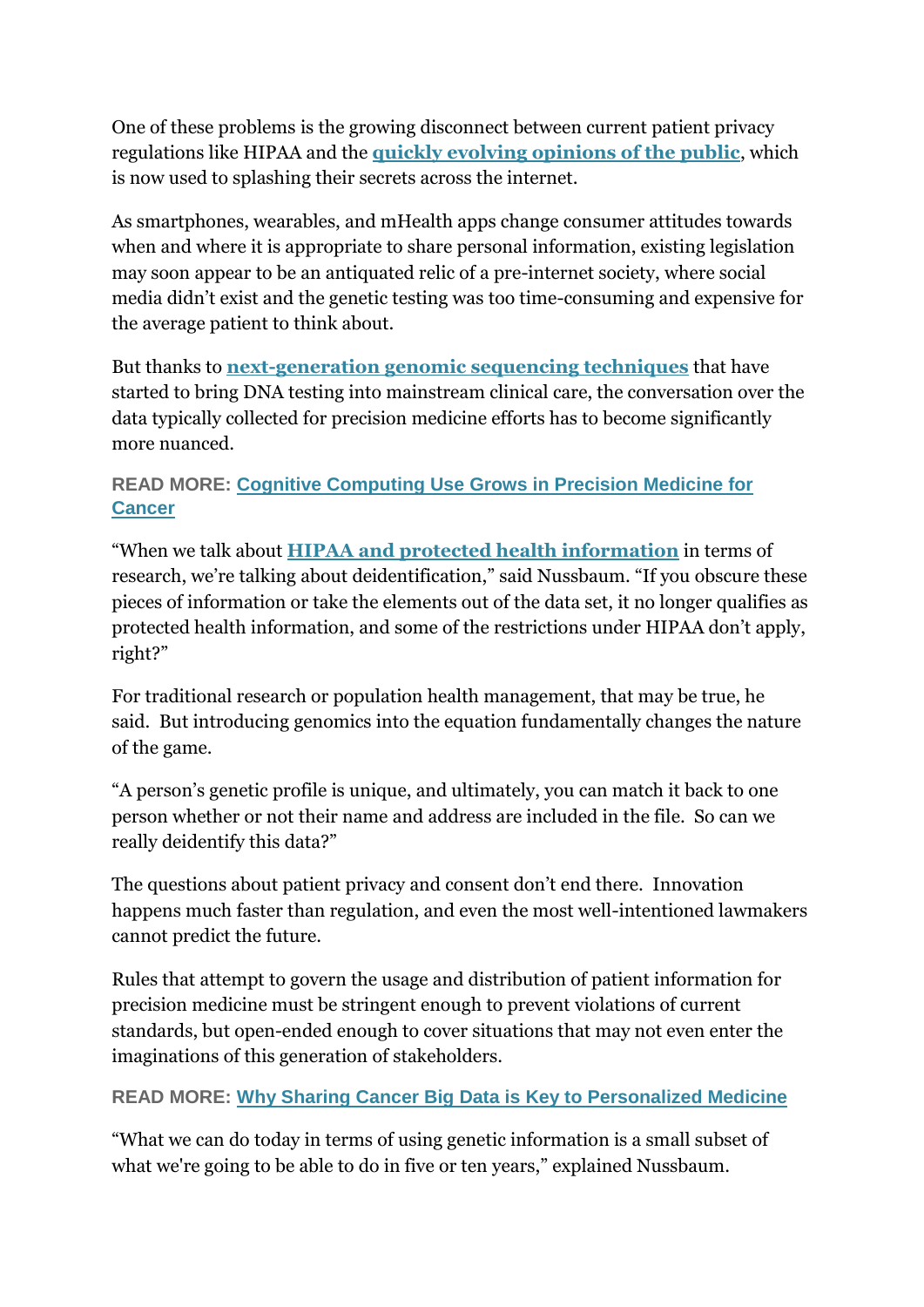One of these problems is the growing disconnect between current patient privacy regulations like HIPAA and the **quickly evolving opinions of the public**, which is now used to splashing their secrets across the internet.

As smartphones, wearables, and mHealth apps change consumer attitudes towards when and where it is appropriate to share personal information, existing legislation may soon appear to be an antiquated relic of a pre-internet society, where social media didn't exist and the genetic testing was too time-consuming and expensive for the average patient to think about.

But thanks to **next-generation genomic sequencing techniques** that have started to bring DNA testing into mainstream clinical care, the conversation over the data typically collected for precision medicine efforts has to become significantly more nuanced.

**READ MORE: Cognitive Computing Use Grows in Precision Medicine for Cancer**

"When we talk about **HIPAA and protected health information** in terms of research, we're talking about deidentification," said Nussbaum. "If you obscure these pieces of information or take the elements out of the data set, it no longer qualifies as protected health information, and some of the restrictions under HIPAA don't apply, right?"

For traditional research or population health management, that may be true, he said. But introducing genomics into the equation fundamentally changes the nature of the game.

"A person's genetic profile is unique, and ultimately, you can match it back to one person whether or not their name and address are included in the file. So can we really deidentify this data?"

The questions about patient privacy and consent don't end there. Innovation happens much faster than regulation, and even the most well-intentioned lawmakers cannot predict the future.

Rules that attempt to govern the usage and distribution of patient information for precision medicine must be stringent enough to prevent violations of current standards, but open-ended enough to cover situations that may not even enter the imaginations of this generation of stakeholders.

**READ MORE: Why Sharing Cancer Big Data is Key to Personalized Medicine**

"What we can do today in terms of using genetic information is a small subset of what we're going to be able to do in five or ten years," explained Nussbaum.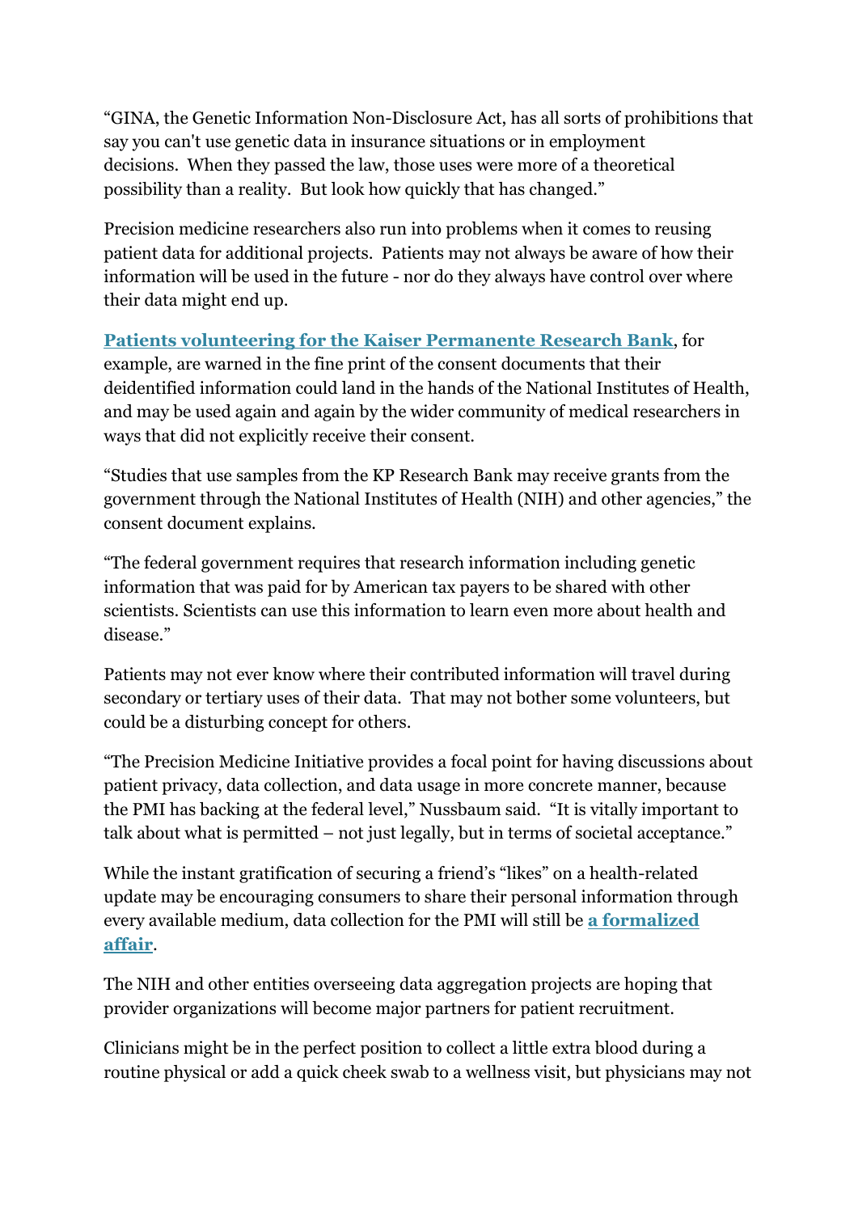"GINA, the Genetic Information Non-Disclosure Act, has all sorts of prohibitions that say you can't use genetic data in insurance situations or in employment decisions. When they passed the law, those uses were more of a theoretical possibility than a reality. But look how quickly that has changed."

Precision medicine researchers also run into problems when it comes to reusing patient data for additional projects. Patients may not always be aware of how their information will be used in the future - nor do they always have control over where their data might end up.

**Patients volunteering for the Kaiser Permanente Research Bank**, for example, are warned in the fine print of the consent documents that their deidentified information could land in the hands of the National Institutes of Health, and may be used again and again by the wider community of medical researchers in ways that did not explicitly receive their consent.

"Studies that use samples from the KP Research Bank may receive grants from the government through the National Institutes of Health (NIH) and other agencies," the consent document explains.

"The federal government requires that research information including genetic information that was paid for by American tax payers to be shared with other scientists. Scientists can use this information to learn even more about health and disease."

Patients may not ever know where their contributed information will travel during secondary or tertiary uses of their data. That may not bother some volunteers, but could be a disturbing concept for others.

"The Precision Medicine Initiative provides a focal point for having discussions about patient privacy, data collection, and data usage in more concrete manner, because the PMI has backing at the federal level," Nussbaum said. "It is vitally important to talk about what is permitted – not just legally, but in terms of societal acceptance."

While the instant gratification of securing a friend's "likes" on a health-related update may be encouraging consumers to share their personal information through every available medium, data collection for the PMI will still be **a formalized affair**.

The NIH and other entities overseeing data aggregation projects are hoping that provider organizations will become major partners for patient recruitment.

Clinicians might be in the perfect position to collect a little extra blood during a routine physical or add a quick cheek swab to a wellness visit, but physicians may not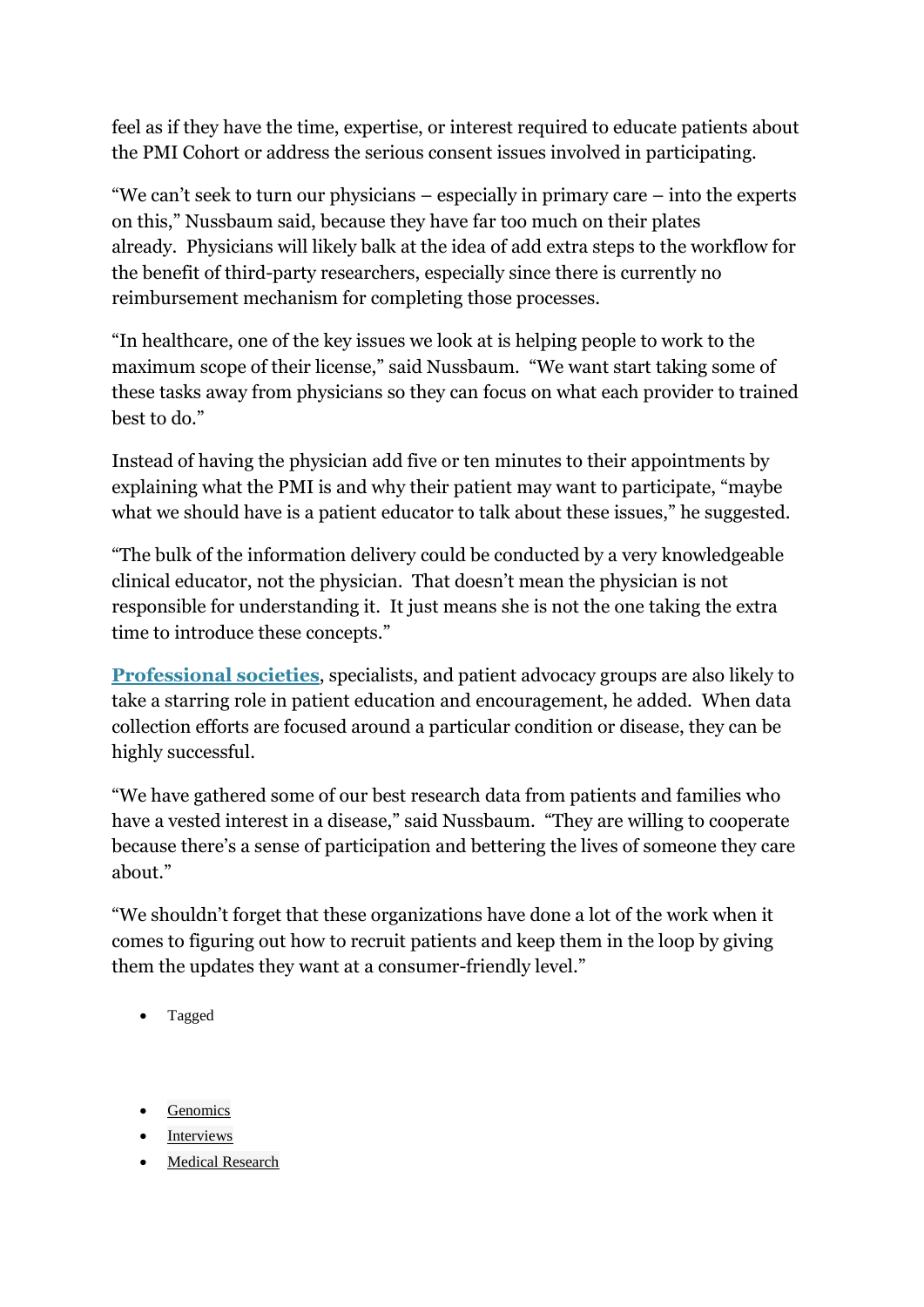feel as if they have the time, expertise, or interest required to educate patients about the PMI Cohort or address the serious consent issues involved in participating.

"We can't seek to turn our physicians – especially in primary care – into the experts on this," Nussbaum said, because they have far too much on their plates already. Physicians will likely balk at the idea of add extra steps to the workflow for the benefit of third-party researchers, especially since there is currently no reimbursement mechanism for completing those processes.

"In healthcare, one of the key issues we look at is helping people to work to the maximum scope of their license," said Nussbaum. "We want start taking some of these tasks away from physicians so they can focus on what each provider to trained best to do."

Instead of having the physician add five or ten minutes to their appointments by explaining what the PMI is and why their patient may want to participate, "maybe what we should have is a patient educator to talk about these issues," he suggested.

"The bulk of the information delivery could be conducted by a very knowledgeable clinical educator, not the physician. That doesn't mean the physician is not responsible for understanding it. It just means she is not the one taking the extra time to introduce these concepts."

**Professional societies**, specialists, and patient advocacy groups are also likely to take a starring role in patient education and encouragement, he added. When data collection efforts are focused around a particular condition or disease, they can be highly successful.

"We have gathered some of our best research data from patients and families who have a vested interest in a disease," said Nussbaum. "They are willing to cooperate because there's a sense of participation and bettering the lives of someone they care about."

"We shouldn't forget that these organizations have done a lot of the work when it comes to figuring out how to recruit patients and keep them in the loop by giving them the updates they want at a consumer-friendly level."

- Tagged

- Genomics
- Interviews
- Medical Research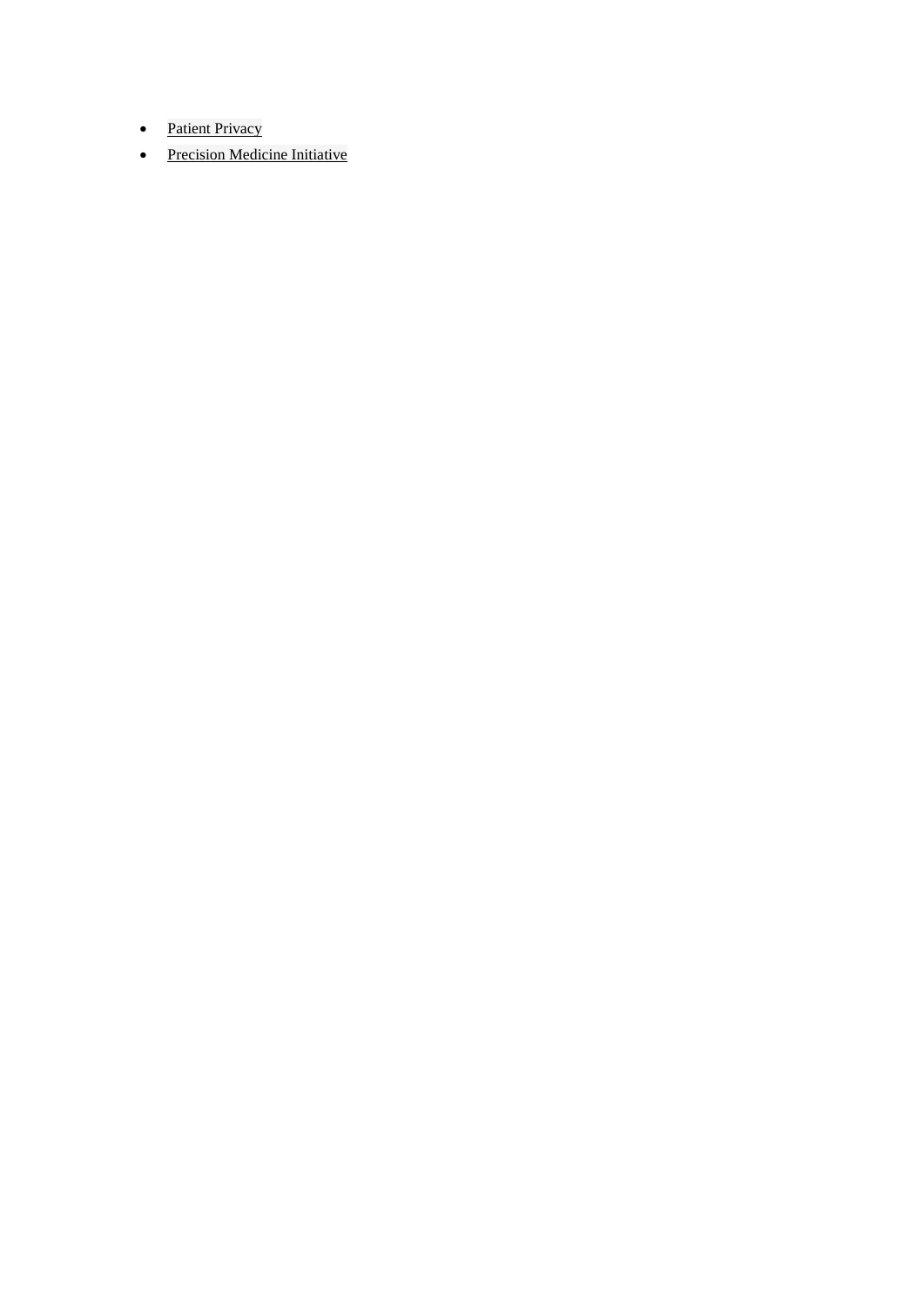- Patient Privacy
- Precision Medicine Initiative